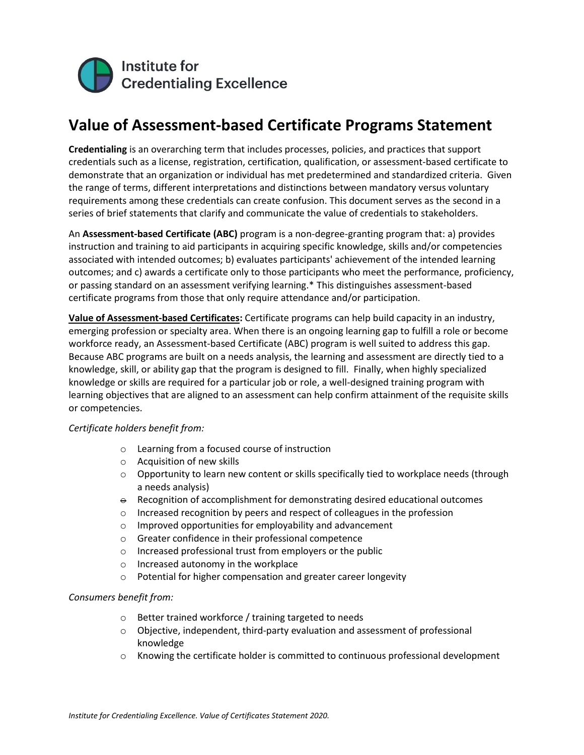Institute for Credentialing Excellence

# Value of Assessment-based Certificate Programs Statement

**Credentialing** is an overarching term that includes processes, policies, and practices that support credentials such as a license, registration, certification, qualification, or assessment-based certificate to demonstrate that an organization or individual has met predetermined and standardized criteria. Given the range of terms, different interpretations and distinctions between mandatory versus voluntary requirements among these credentials can create confusion. This document serves as the second in a series of brief statements that clarify and communicate the value of credentials to stakeholders.

An **Assessment-based Certificate (ABC)** program is a non-degree-granting program that: a) provides instruction and training to aid participants in acquiring specific knowledge, skills and/or competencies associated with intended outcomes; b) evaluates participants' achievement of the intended learning outcomes; and c) awards a certificate only to those participants who meet the performance, proficiency, or passing standard on an assessment verifying learning.* This distinguishes assessment-based certificate programs from those that only require attendance and/or participation.

**<u>Value of Assessment-based Certificates</u>:** Certificate programs can help build capacity in an industry, emerging profession or specialty area. When there is an ongoing learning gap to fulfill a role or become workforce ready, an Assessment-based Certificate (ABC) program is well suited to address this gap. Because ABC programs are built on a needs analysis, the learning and assessment are directly tied to a knowledge, skill, or ability gap that the program is designed to fill. Finally, when highly specialized knowledge or skills are required for a particular job or role, a well-designed training program with learning objectives that are aligned to an assessment can help confirm attainment of the requisite skills or competencies.

*Certificate holders benefit from:*

- Learning from a focused course of instruction
- Acquisition of new skills
- Opportunity to learn new content or skills specifically tied to workplace needs (through a needs analysis)
- Recognition of accomplishment for demonstrating desired educational outcomes
- Increased recognition by peers and respect of colleagues in the profession
- Improved opportunities for employability and advancement
- Greater confidence in their professional competence
- Increased professional trust from employers or the public
- Increased autonomy in the workplace
- Potential for higher compensation and greater career longevity

*Consumers benefit from:*

- Better trained workforce / training targeted to needs
- Objective, independent, third-party evaluation and assessment of professional knowledge
- Knowing the certificate holder is committed to continuous professional development

*Institute for Credentialing Excellence. Value of Certificates Statement 2020.*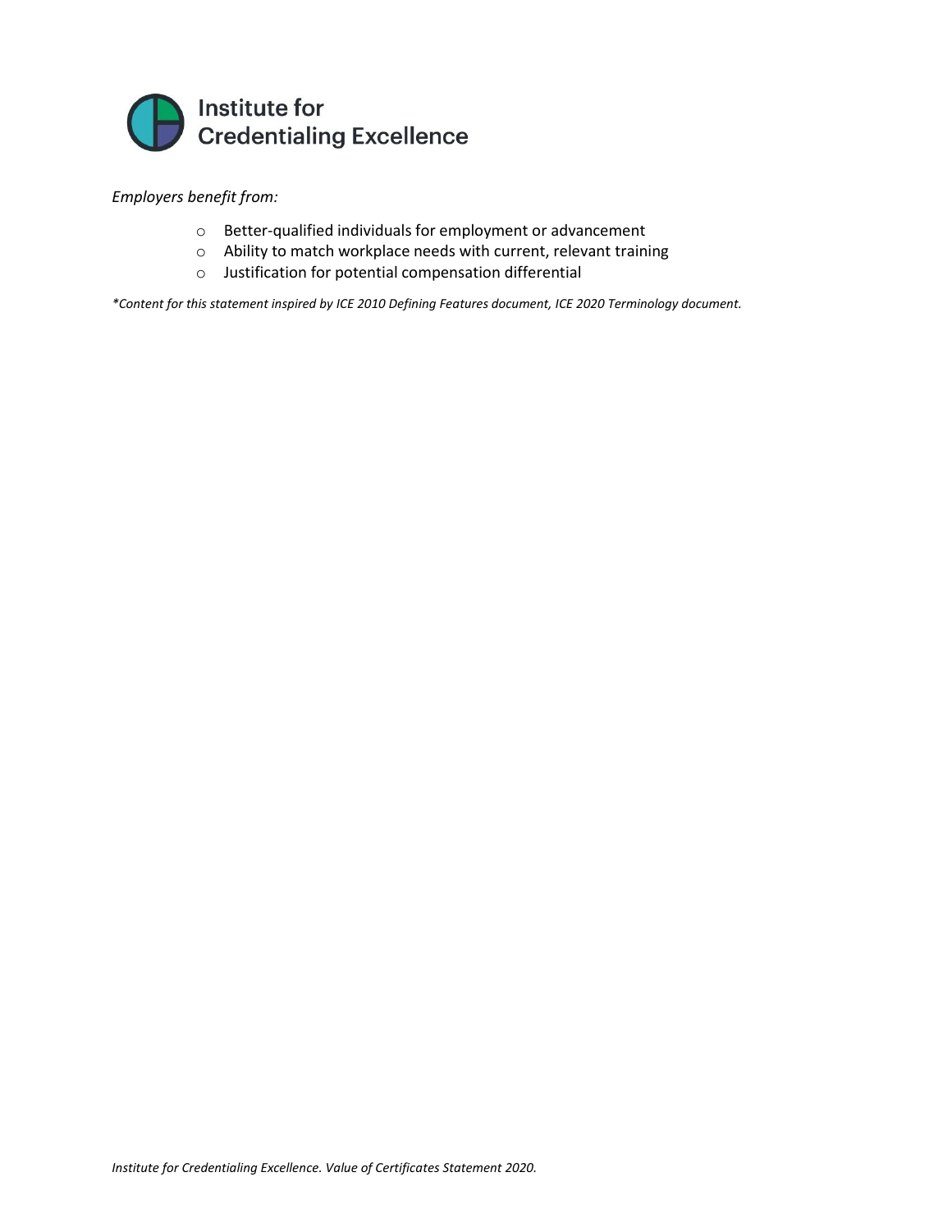*Employers benefit from:*

- Better-qualified individuals for employment or advancement
- Ability to match workplace needs with current, relevant training
- Justification for potential compensation differential

*\*Content for this statement inspired by ICE 2010 Defining Features document, ICE 2020 Terminology document.*